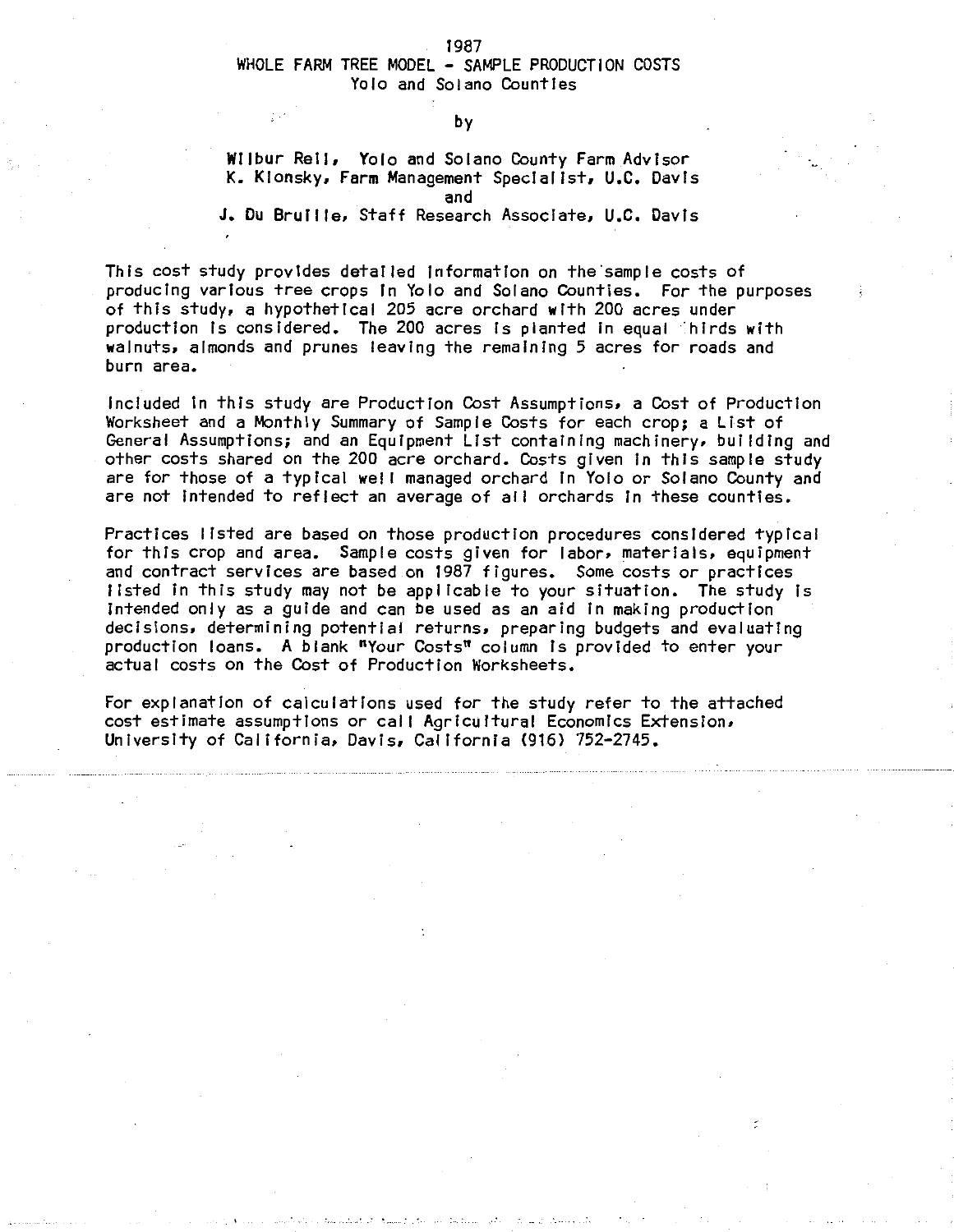# 1987
## WHOLE FARM TREE MODEL - SAMPLE PRODUCTION COSTS
### Yolo and Solano Counties

by

Wilbur Reil, Yolo and Solano County Farm Advisor
K. Klonsky, Farm Management Specialist, U.C. Davis
and
J. Du Bruille, Staff Research Associate, U.C. Davis

This cost study provides detailed information on the sample costs of producing various tree crops in Yolo and Solano Counties. For the purposes of this study, a hypothetical 205 acre orchard with 200 acres under production is considered. The 200 acres is planted in equal thirds with walnuts, almonds and prunes leaving the remaining 5 acres for roads and burn area.

Included in this study are Production Cost Assumptions, a Cost of Production Worksheet and a Monthly Summary of Sample Costs for each crop; a List of General Assumptions; and an Equipment List containing machinery, building and other costs shared on the 200 acre orchard. Costs given in this sample study are for those of a typical well managed orchard in Yolo or Solano County and are not intended to reflect an average of all orchards in these counties.

Practices listed are based on those production procedures considered typical for this crop and area. Sample costs given for labor, materials, equipment and contract services are based on 1987 figures. Some costs or practices listed in this study may not be applicable to your situation. The study is intended only as a guide and can be used as an aid in making production decisions, determining potential returns, preparing budgets and evaluating production loans. A blank "Your Costs" column is provided to enter your actual costs on the Cost of Production Worksheets.

For explanation of calculations used for the study refer to the attached cost estimate assumptions or call Agricultural Economics Extension, University of California, Davis, California (916) 752-2745.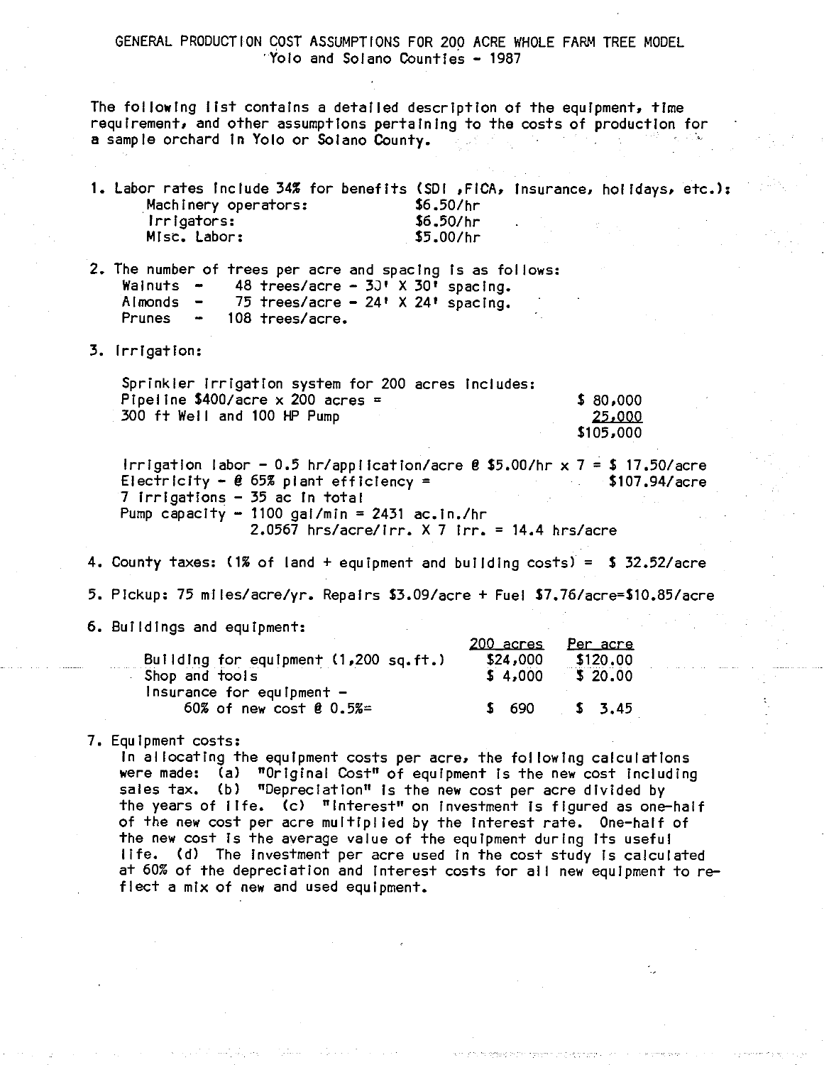# GENERAL PRODUCTION COST ASSUMPTIONS FOR 200 ACRE WHOLE FARM TREE MODEL
## Yolo and Solano Counties - 1987

The following list contains a detailed description of the equipment, time requirement, and other assumptions pertaining to the costs of production for a sample orchard in Yolo or Solano County.

1. Labor rates include 34% for benefits (SDI ,FICA, insurance, holidays, etc.):

   | | |
   |---|---|
   | Machinery operators: | $6.50/hr |
   | Irrigators: | $6.50/hr |
   | Misc. Labor: | $5.00/hr |

2. The number of trees per acre and spacing is as follows:

   Walnuts - 48 trees/acre - 30' X 30' spacing.
   Almonds - 75 trees/acre - 24' X 24' spacing.
   Prunes - 108 trees/acre.

3. Irrigation:

   Sprinkler irrigation system for 200 acres includes:

   | | |
   |---|---|
   | Pipeline $400/acre x 200 acres = | $ 80,000 |
   | 300 ft Well and 100 HP Pump | 25,000 |
   | | $105,000 |

   Irrigation labor - 0.5 hr/application/acre @ $5.00/hr x 7 = $ 17.50/acre
   Electricity - @ 65% plant efficiency = $107.94/acre
   7 irrigations - 35 ac in total
   Pump capacity - 1100 gal/min = 2431 ac.in./hr
   2.0567 hrs/acre/irr. X 7 irr. = 14.4 hrs/acre

4. County taxes: (1% of land + equipment and building costs) = $ 32.52/acre

5. Pickup: 75 miles/acre/yr. Repairs $3.09/acre + Fuel $7.76/acre=$10.85/acre

6. Buildings and equipment:

   | | 200 acres | Per acre |
   |---|---|---|
   | Building for equipment (1,200 sq.ft.) | $24,000 | $120.00 |
   | Shop and tools | $ 4,000 | $ 20.00 |
   | Insurance for equipment - 60% of new cost @ 0.5%= | $ 690 | $ 3.45 |

7. Equipment costs:

   In allocating the equipment costs per acre, the following calculations were made: (a) "Original Cost" of equipment is the new cost including sales tax. (b) "Depreciation" is the new cost per acre divided by the years of life. (c) "Interest" on investment is figured as one-half of the new cost per acre multiplied by the interest rate. One-half of the new cost is the average value of the equipment during its useful life. (d) The investment per acre used in the cost study is calculated at 60% of the depreciation and interest costs for all new equipment to reflect a mix of new and used equipment.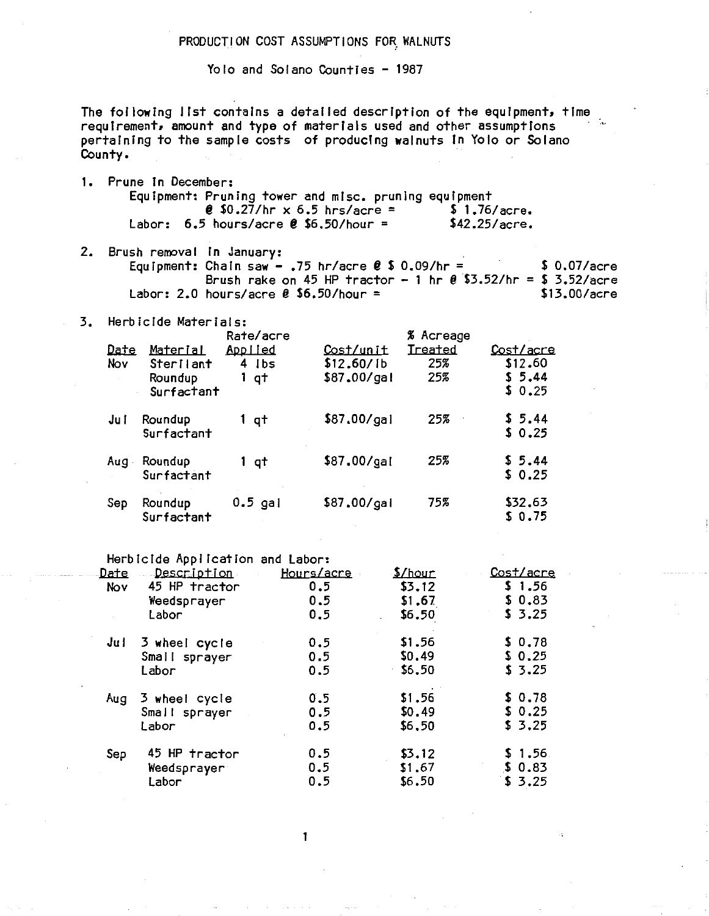# PRODUCTION COST ASSUMPTIONS FOR WALNUTS

## Yolo and Solano Counties - 1987

The following list contains a detailed description of the equipment, time requirement, amount and type of materials used and other assumptions pertaining to the sample costs of producing walnuts in Yolo or Solano County.

1. Prune in December:
   - Equipment: Pruning tower and misc. pruning equipment @ \$0.27/hr x 6.5 hrs/acre = \$ 1.76/acre.
   - Labor: 6.5 hours/acre @ \$6.50/hour = \$42.25/acre.

2. Brush removal in January:
   - Equipment: Chain saw - .75 hr/acre @ \$ 0.09/hr = \$ 0.07/acre
   - Brush rake on 45 HP tractor - 1 hr @ \$3.52/hr = \$ 3.52/acre
   - Labor: 2.0 hours/acre @ \$6.50/hour = \$13.00/acre

3. Herbicide Materials:

| Date | Material | Rate/acre Applied | Cost/unit | % Acreage Treated | Cost/acre |
|---|---|---|---|---|---|
| Nov | Sterilant | 4 lbs | \$12.60/lb | 25% | \$12.60 |
| | Roundup | 1 qt | \$87.00/gal | 25% | \$ 5.44 |
| | Surfactant | | | | \$ 0.25 |
| Jul | Roundup | 1 qt | \$87.00/gal | 25% | \$ 5.44 |
| | Surfactant | | | | \$ 0.25 |
| Aug | Roundup | 1 qt | \$87.00/gal | 25% | \$ 5.44 |
| | Surfactant | | | | \$ 0.25 |
| Sep | Roundup | 0.5 gal | \$87.00/gal | 75% | \$32.63 |
| | Surfactant | | | | \$ 0.75 |

Herbicide Application and Labor:

| Date | Description | Hours/acre | \$/hour | Cost/acre |
|---|---|---|---|---|
| Nov | 45 HP tractor | 0.5 | \$3.12 | \$ 1.56 |
| | Weedsprayer | 0.5 | \$1.67 | \$ 0.83 |
| | Labor | 0.5 | \$6.50 | \$ 3.25 |
| Jul | 3 wheel cycle | 0.5 | \$1.56 | \$ 0.78 |
| | Small sprayer | 0.5 | \$0.49 | \$ 0.25 |
| | Labor | 0.5 | \$6.50 | \$ 3.25 |
| Aug | 3 wheel cycle | 0.5 | \$1.56 | \$ 0.78 |
| | Small sprayer | 0.5 | \$0.49 | \$ 0.25 |
| | Labor | 0.5 | \$6.50 | \$ 3.25 |
| Sep | 45 HP tractor | 0.5 | \$3.12 | \$ 1.56 |
| | Weedsprayer | 0.5 | \$1.67 | \$ 0.83 |
| | Labor | 0.5 | \$6.50 | \$ 3.25 |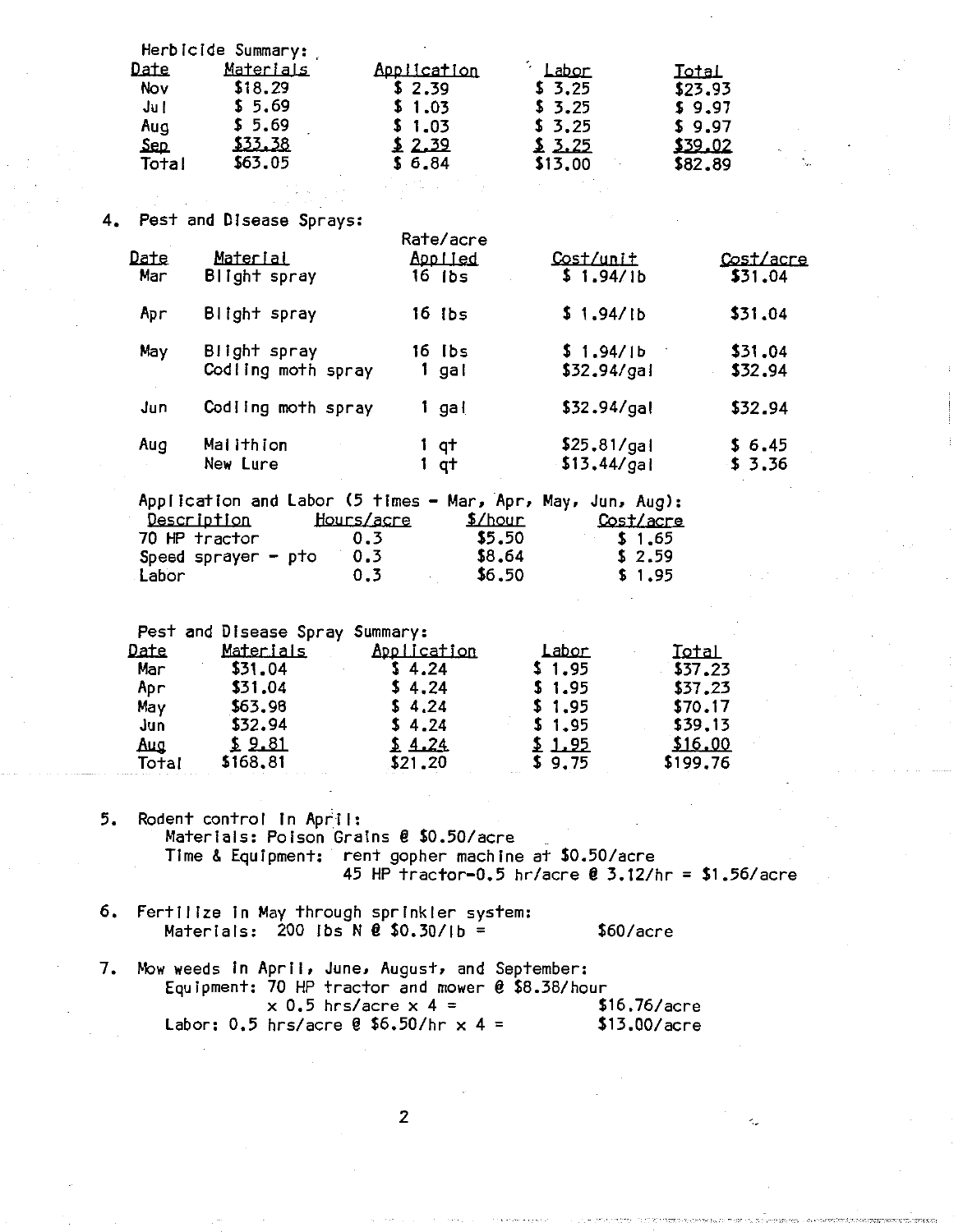Herbicide Summary:

| Date | Materials | Application | Labor | Total |
|---|---|---|---|---|
| Nov | $18.29 | $ 2.39 | $ 3.25 | $23.93 |
| Jul | $ 5.69 | $ 1.03 | $ 3.25 | $ 9.97 |
| Aug | $ 5.69 | $ 1.03 | $ 3.25 | $ 9.97 |
| Sep | $33.38 | $ 2.39 | $ 3.25 | $39.02 |
| Total | $63.05 | $ 6.84 | $13.00 | $82.89 |

4. Pest and Disease Sprays:

| Date | Material | Rate/acre Applied | Cost/unit | Cost/acre |
|---|---|---|---|---|
| Mar | Blight spray | 16 lbs | $ 1.94/lb | $31.04 |
| Apr | Blight spray | 16 lbs | $ 1.94/lb | $31.04 |
| May | Blight spray | 16 lbs | $ 1.94/lb | $31.04 |
| | Codling moth spray | 1 gal | $32.94/gal | $32.94 |
| Jun | Codling moth spray | 1 gal | $32.94/gal | $32.94 |
| Aug | Malithion | 1 qt | $25.81/gal | $ 6.45 |
| | New Lure | 1 qt | $13.44/gal | $ 3.36 |

Application and Labor (5 times - Mar, Apr, May, Jun, Aug):

| Description | Hours/acre | $/hour | Cost/acre |
|---|---|---|---|
| 70 HP tractor | 0.3 | $5.50 | $ 1.65 |
| Speed sprayer - pto | 0.3 | $8.64 | $ 2.59 |
| Labor | 0.3 | $6.50 | $ 1.95 |

Pest and Disease Spray Summary:

| Date | Materials | Application | Labor | Total |
|---|---|---|---|---|
| Mar | $31.04 | $ 4.24 | $ 1.95 | $37.23 |
| Apr | $31.04 | $ 4.24 | $ 1.95 | $37.23 |
| May | $63.98 | $ 4.24 | $ 1.95 | $70.17 |
| Jun | $32.94 | $ 4.24 | $ 1.95 | $39.13 |
| Aug | $ 9.81 | $ 4.24 | $ 1.95 | $16.00 |
| Total | $168.81 | $21.20 | $ 9.75 | $199.76 |

5. Rodent control in April:
   Materials: Poison Grains @ $0.50/acre
   Time & Equipment: rent gopher machine at $0.50/acre
   45 HP tractor-0.5 hr/acre @ 3.12/hr = $1.56/acre

6. Fertilize in May through sprinkler system:
   Materials: 200 lbs N @ $0.30/lb = $60/acre

7. Mow weeds in April, June, August, and September:
   Equipment: 70 HP tractor and mower @ $8.38/hour x 0.5 hrs/acre x 4 = $16.76/acre
   Labor: 0.5 hrs/acre @ $6.50/hr x 4 = $13.00/acre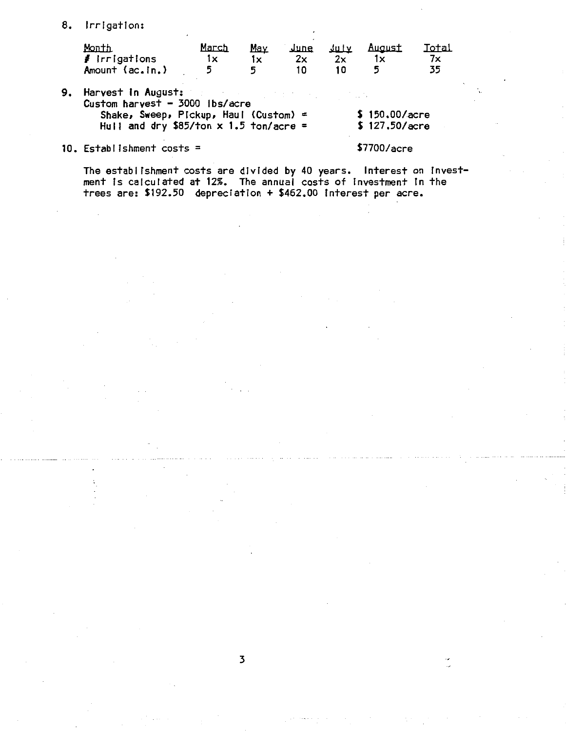8. Irrigation:

| Month | March | May | June | July | August | Total |
|---|---|---|---|---|---|---|
| # Irrigations | 1x | 1x | 2x | 2x | 1x | 7x |
| Amount (ac.in.) | 5 | 5 | 10 | 10 | 5 | 35 |

9. Harvest in August:
   Custom harvest - 3000 lbs/acre
   Shake, Sweep, Pickup, Haul (Custom) = $ 150.00/acre
   Hull and dry $85/ton x 1.5 ton/acre = $ 127.50/acre

10. Establishment costs = $7700/acre

    The establishment costs are divided by 40 years. Interest on investment is calculated at 12%. The annual costs of investment in the trees are: $192.50 depreciation + $462.00 interest per acre.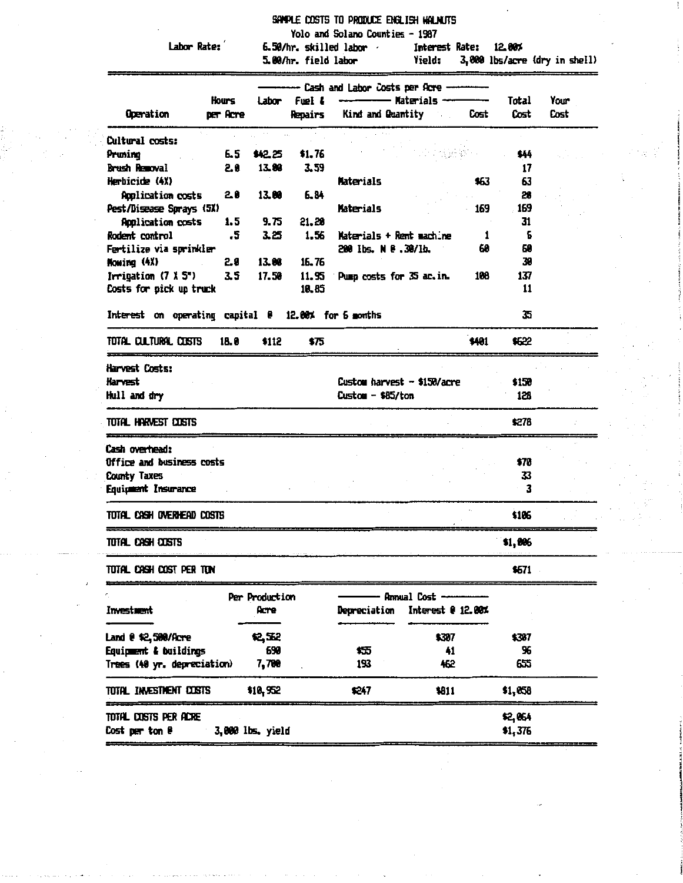# SAMPLE COSTS TO PRODUCE ENGLISH WALNUTS

Yolo and Solano Counties - 1987

Labor Rate: 6.50/hr. skilled labor — Interest Rate: 12.00%

5.00/hr. field labor — Yield: 3,000 lbs/acre (dry in shell)

| Operation | Hours per Acre | Labor | Fuel & Repairs | Materials Kind and Quantity | Materials Cost | Total Cost | Your Cost |
|---|---|---|---|---|---|---|---|
| **Cultural costs:** | | | | | | | |
| Pruning | 6.5 | $42.25 | $1.76 | | | $44 | |
| Brush Removal | 2.0 | 13.00 | 3.59 | | | 17 | |
| Herbicide (4X) | | | | Materials | $63 | 63 | |
| Application costs | 2.0 | 13.00 | 6.84 | | | 20 | |
| Pest/Disease Sprays (5X) | | | | Materials | 169 | 169 | |
| Application costs | 1.5 | 9.75 | 21.20 | | | 31 | |
| Rodent control | .5 | 3.25 | 1.56 | Materials + Rent machine | 1 | 6 | |
| Fertilize via sprinkler | | | | 200 lbs. N @ .30/lb. | 60 | 60 | |
| Mowing (4X) | 2.0 | 13.00 | 16.76 | | | 30 | |
| Irrigation (7 X 5") | 3.5 | 17.50 | 11.95 | Pump costs for 35 ac.in. | 108 | 137 | |
| Costs for pick up truck | | | 10.85 | | | 11 | |
| Interest on operating capital @ 12.00% for 6 months | | | | | | 35 | |
| TOTAL CULTURAL COSTS | 18.0 | $112 | $75 | | $401 | $622 | |
| **Harvest Costs:** | | | | | | | |
| Harvest | | | | Custom harvest - $150/acre | | $150 | |
| Hull and dry | | | | Custom - $85/ton | | 128 | |
| TOTAL HARVEST COSTS | | | | | | $278 | |
| **Cash overhead:** | | | | | | | |
| Office and business costs | | | | | | $70 | |
| County Taxes | | | | | | 33 | |
| Equipment Insurance | | | | | | 3 | |
| TOTAL CASH OVERHEAD COSTS | | | | | | $106 | |
| TOTAL CASH COSTS | | | | | | $1,006 | |
| TOTAL CASH COST PER TON | | | | | | $671 | |

| Investment | Per Production Acre | Annual Cost Depreciation | Annual Cost Interest @ 12.00% | |
|---|---|---|---|---|
| Land @ $2,500/Acre | $2,562 | | $307 | $307 |
| Equipment & buildings | 690 | $55 | 41 | 96 |
| Trees (40 yr. depreciation) | 7,700 | 193 | 462 | 655 |
| TOTAL INVESTMENT COSTS | $10,952 | $247 | $811 | $1,058 |
| TOTAL COSTS PER ACRE | | | | $2,064 |
| Cost per ton @ 3,000 lbs. yield | | | | $1,376 |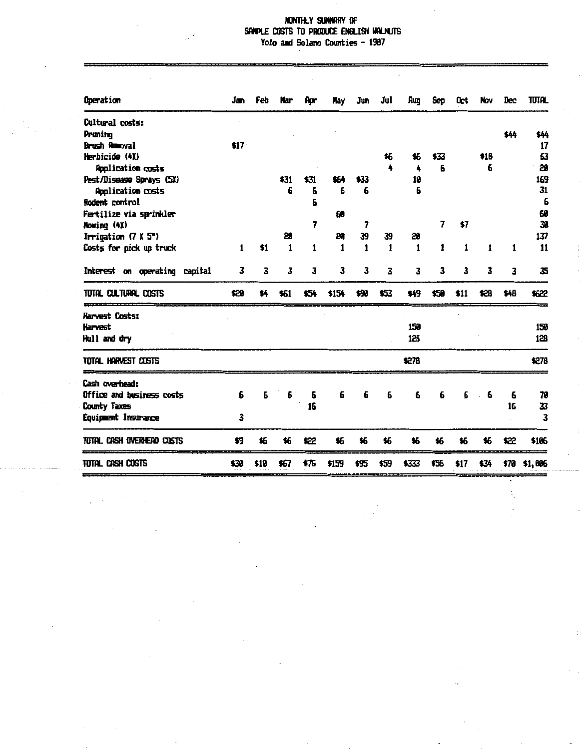# MONTHLY SUMMARY OF SAMPLE COSTS TO PRODUCE ENGLISH WALNUTS

Yolo and Solano Counties - 1987

| Operation | Jan | Feb | Mar | Apr | May | Jun | Jul | Aug | Sep | Oct | Nov | Dec | TOTAL |
|---|---|---|---|---|---|---|---|---|---|---|---|---|---|
| Cultural costs: | | | | | | | | | | | | | |
| Pruning | | | | | | | | | | | | $44 | $44 |
| Brush Removal | $17 | | | | | | | | | | | | 17 |
| Herbicide (4X) | | | | | | | $6 | $6 | $33 | | $18 | | 63 |
| Application costs | | | | | | | 4 | 4 | 6 | | 6 | | 20 |
| Pest/Disease Sprays (5X) | | | $31 | $31 | $64 | $33 | | 10 | | | | | 169 |
| Application costs | | | 6 | 6 | 6 | 6 | | 6 | | | | | 31 |
| Rodent control | | | | 6 | | | | | | | | | 6 |
| Fertilize via sprinkler | | | | | 60 | | | | | | | | 60 |
| Mowing (4X) | | | | 7 | | 7 | | | 7 | $7 | | | 30 |
| Irrigation (7 X 5") | | | 20 | | 20 | 39 | 39 | 20 | | | | | 137 |
| Costs for pick up truck | 1 | $1 | 1 | 1 | 1 | 1 | 1 | 1 | 1 | 1 | 1 | 1 | 11 |
| Interest on operating capital | 3 | 3 | 3 | 3 | 3 | 3 | 3 | 3 | 3 | 3 | 3 | 3 | 35 |
| TOTAL CULTURAL COSTS | $20 | $4 | $61 | $54 | $154 | $90 | $53 | $49 | $50 | $11 | $28 | $48 | $622 |
| Harvest Costs: | | | | | | | | | | | | | |
| Harvest | | | | | | | | 150 | | | | | 150 |
| Hull and dry | | | | | | | | 128 | | | | | 128 |
| TOTAL HARVEST COSTS | | | | | | | | $278 | | | | | $278 |
| Cash overhead: | | | | | | | | | | | | | |
| Office and business costs | 6 | 6 | 6 | 6 | 6 | 6 | 6 | 6 | 6 | 6 | 6 | 6 | 70 |
| County Taxes | | | | 16 | | | | | | | | 16 | 33 |
| Equipment Insurance | 3 | | | | | | | | | | | | 3 |
| TOTAL CASH OVERHEAD COSTS | $9 | $6 | $6 | $22 | $6 | $6 | $6 | $6 | $6 | $6 | $6 | $22 | $106 |
| TOTAL CASH COSTS | $30 | $10 | $67 | $76 | $159 | $95 | $59 | $333 | $56 | $17 | $34 | $70 | $1,006 |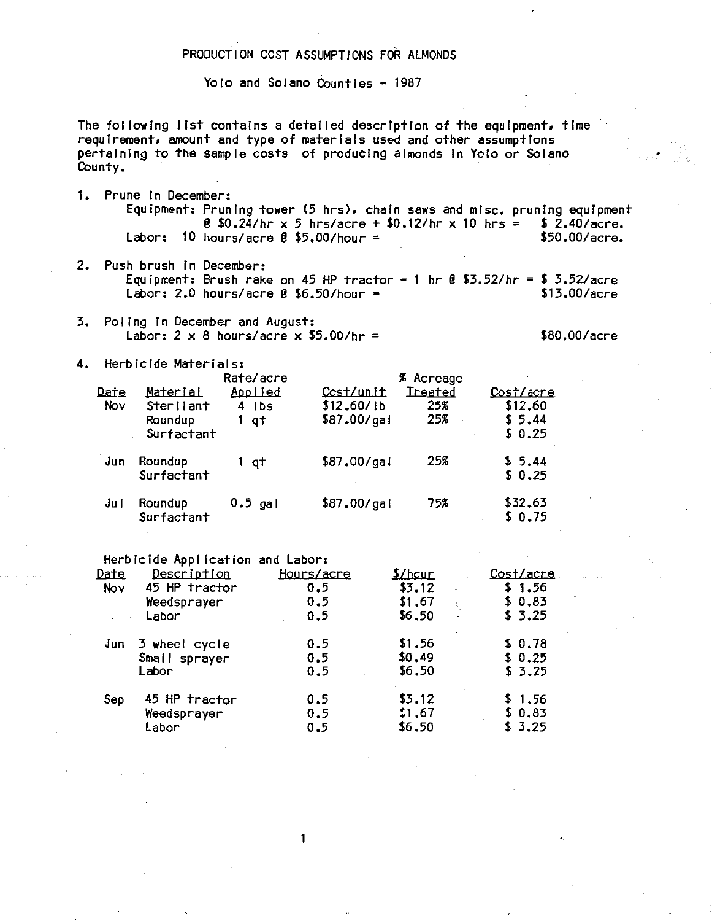# PRODUCTION COST ASSUMPTIONS FOR ALMONDS

## Yolo and Solano Counties - 1987

The following list contains a detailed description of the equipment, time requirement, amount and type of materials used and other assumptions pertaining to the sample costs of producing almonds in Yolo or Solano County.

1. Prune in December:
   - Equipment: Pruning tower (5 hrs), chain saws and misc. pruning equipment @ \$0.24/hr x 5 hrs/acre + \$0.12/hr x 10 hrs = \$ 2.40/acre.
   - Labor: 10 hours/acre @ \$5.00/hour = \$50.00/acre.

2. Push brush in December:
   - Equipment: Brush rake on 45 HP tractor - 1 hr @ \$3.52/hr = \$ 3.52/acre
   - Labor: 2.0 hours/acre @ \$6.50/hour = \$13.00/acre

3. Poling in December and August:
   - Labor: 2 x 8 hours/acre x \$5.00/hr = \$80.00/acre

4. Herbicide Materials:

| Date | Material | Rate/acre Applied | Cost/unit | % Acreage Treated | Cost/acre |
|---|---|---|---|---|---|
| Nov | Sterilant | 4 lbs | \$12.60/lb | 25% | \$12.60 |
| | Roundup | 1 qt | \$87.00/gal | 25% | \$ 5.44 |
| | Surfactant | | | | \$ 0.25 |
| Jun | Roundup | 1 qt | \$87.00/gal | 25% | \$ 5.44 |
| | Surfactant | | | | \$ 0.25 |
| Jul | Roundup | 0.5 gal | \$87.00/gal | 75% | \$32.63 |
| | Surfactant | | | | \$ 0.75 |

Herbicide Application and Labor:

| Date | Description | Hours/acre | \$/hour | Cost/acre |
|---|---|---|---|---|
| Nov | 45 HP tractor | 0.5 | \$3.12 | \$ 1.56 |
| | Weedsprayer | 0.5 | \$1.67 | \$ 0.83 |
| | Labor | 0.5 | \$6.50 | \$ 3.25 |
| Jun | 3 wheel cycle | 0.5 | \$1.56 | \$ 0.78 |
| | Small sprayer | 0.5 | \$0.49 | \$ 0.25 |
| | Labor | 0.5 | \$6.50 | \$ 3.25 |
| Sep | 45 HP tractor | 0.5 | \$3.12 | \$ 1.56 |
| | Weedsprayer | 0.5 | \$1.67 | \$ 0.83 |
| | Labor | 0.5 | \$6.50 | \$ 3.25 |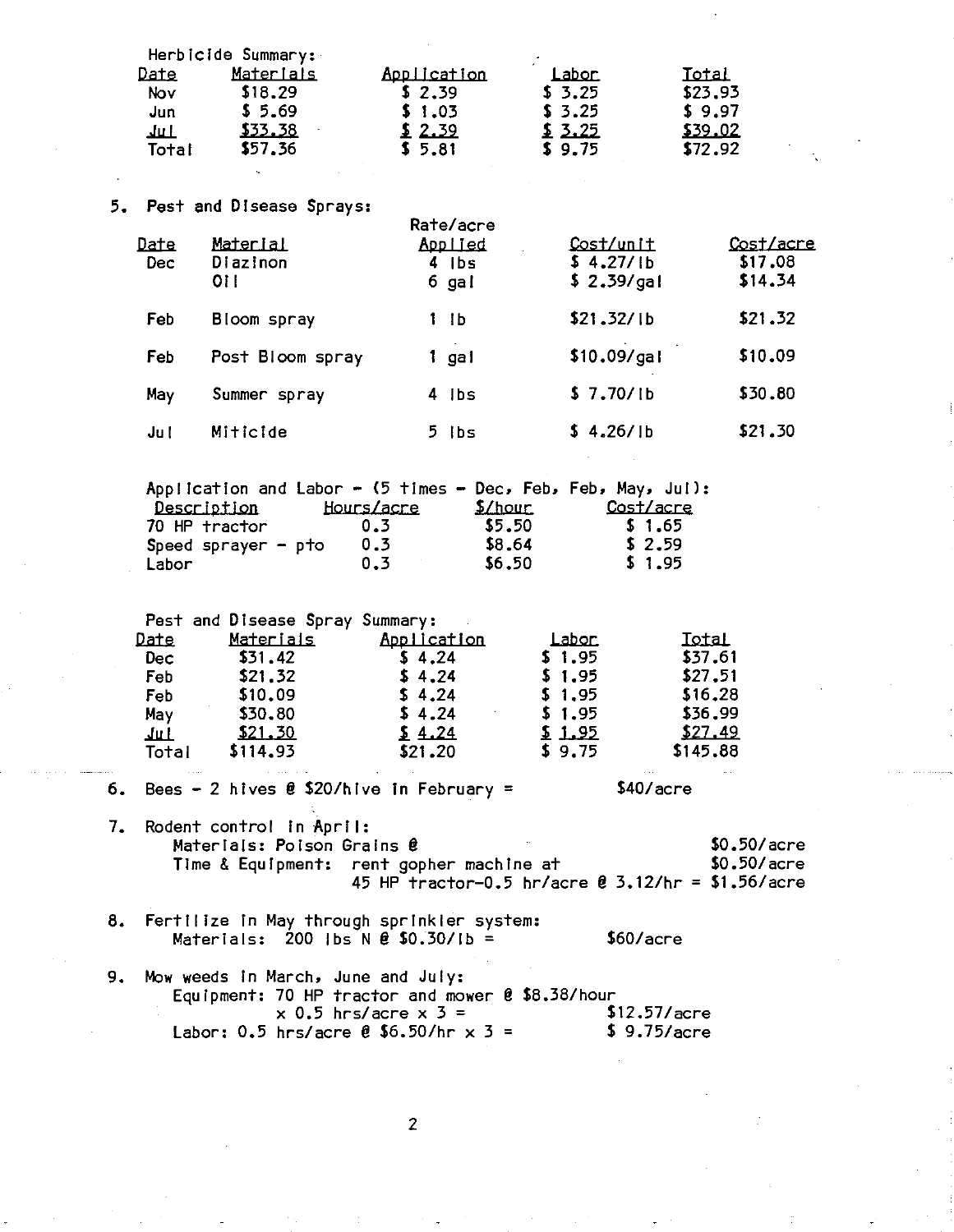Herbicide Summary:

| Date | Materials | Application | Labor | Total |
|---|---|---|---|---|
| Nov | $18.29 | $ 2.39 | $ 3.25 | $23.93 |
| Jun | $ 5.69 | $ 1.03 | $ 3.25 | $ 9.97 |
| Jul | $33.38 | $ 2.39 | $ 3.25 | $39.02 |
| Total | $57.36 | $ 5.81 | $ 9.75 | $72.92 |

5. Pest and Disease Sprays:

| Date | Material | Rate/acre Applied | Cost/unit | Cost/acre |
|---|---|---|---|---|
| Dec | Diazinon | 4 lbs | $ 4.27/lb | $17.08 |
| | Oil | 6 gal | $ 2.39/gal | $14.34 |
| Feb | Bloom spray | 1 lb | $21.32/lb | $21.32 |
| Feb | Post Bloom spray | 1 gal | $10.09/gal | $10.09 |
| May | Summer spray | 4 lbs | $ 7.70/lb | $30.80 |
| Jul | Miticide | 5 lbs | $ 4.26/lb | $21.30 |

Application and Labor - (5 times - Dec, Feb, Feb, May, Jul):

| Description | Hours/acre | $/hour | Cost/acre |
|---|---|---|---|
| 70 HP tractor | 0.3 | $5.50 | $ 1.65 |
| Speed sprayer - pto | 0.3 | $8.64 | $ 2.59 |
| Labor | 0.3 | $6.50 | $ 1.95 |

Pest and Disease Spray Summary:

| Date | Materials | Application | Labor | Total |
|---|---|---|---|---|
| Dec | $31.42 | $ 4.24 | $ 1.95 | $37.61 |
| Feb | $21.32 | $ 4.24 | $ 1.95 | $27.51 |
| Feb | $10.09 | $ 4.24 | $ 1.95 | $16.28 |
| May | $30.80 | $ 4.24 | $ 1.95 | $36.99 |
| Jul | $21.30 | $ 4.24 | $ 1.95 | $27.49 |
| Total | $114.93 | $21.20 | $ 9.75 | $145.88 |

6. Bees - 2 hives @ $20/hive in February = $40/acre

7. Rodent control in April:
   Materials: Poison Grains @ $0.50/acre
   Time & Equipment: rent gopher machine at $0.50/acre
   45 HP tractor-0.5 hr/acre @ 3.12/hr = $1.56/acre

8. Fertilize in May through sprinkler system:
   Materials: 200 lbs N @ $0.30/lb = $60/acre

9. Mow weeds in March, June and July:
   Equipment: 70 HP tractor and mower @ $8.38/hour x 0.5 hrs/acre x 3 = $12.57/acre
   Labor: 0.5 hrs/acre @ $6.50/hr x 3 = $ 9.75/acre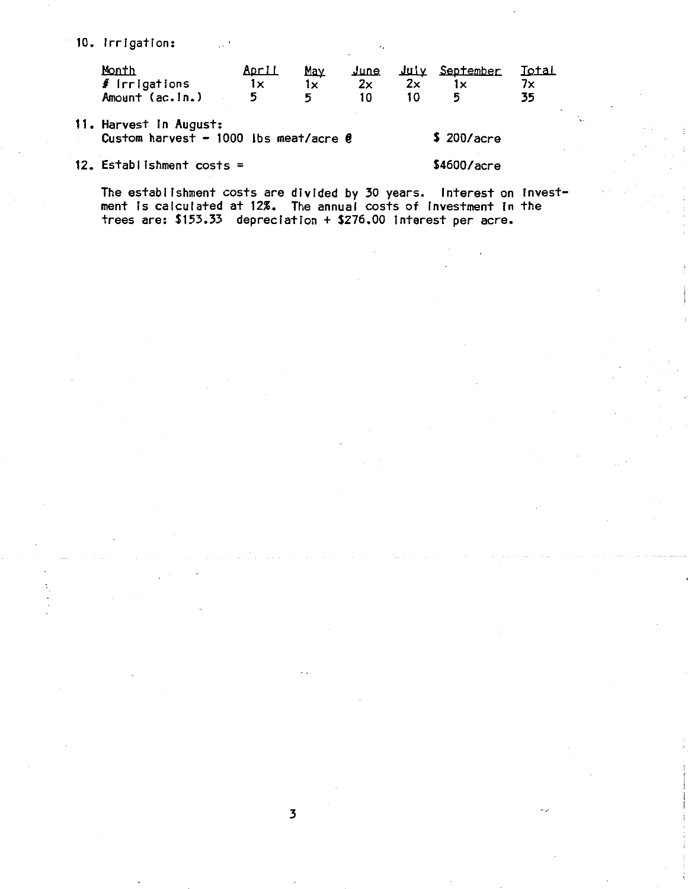10. Irrigation:

| Month | April | May | June | July | September | Total |
|---|---|---|---|---|---|---|
| # Irrigations | 1x | 1x | 2x | 2x | 1x | 7x |
| Amount (ac.In.) | 5 | 5 | 10 | 10 | 5 | 35 |

11. Harvest in August:
    Custom harvest - 1000 lbs meat/acre @ $200/acre

12. Establishment costs = $4600/acre

    The establishment costs are divided by 30 years. Interest on investment is calculated at 12%. The annual costs of investment in the trees are: $153.33 depreciation + $276.00 interest per acre.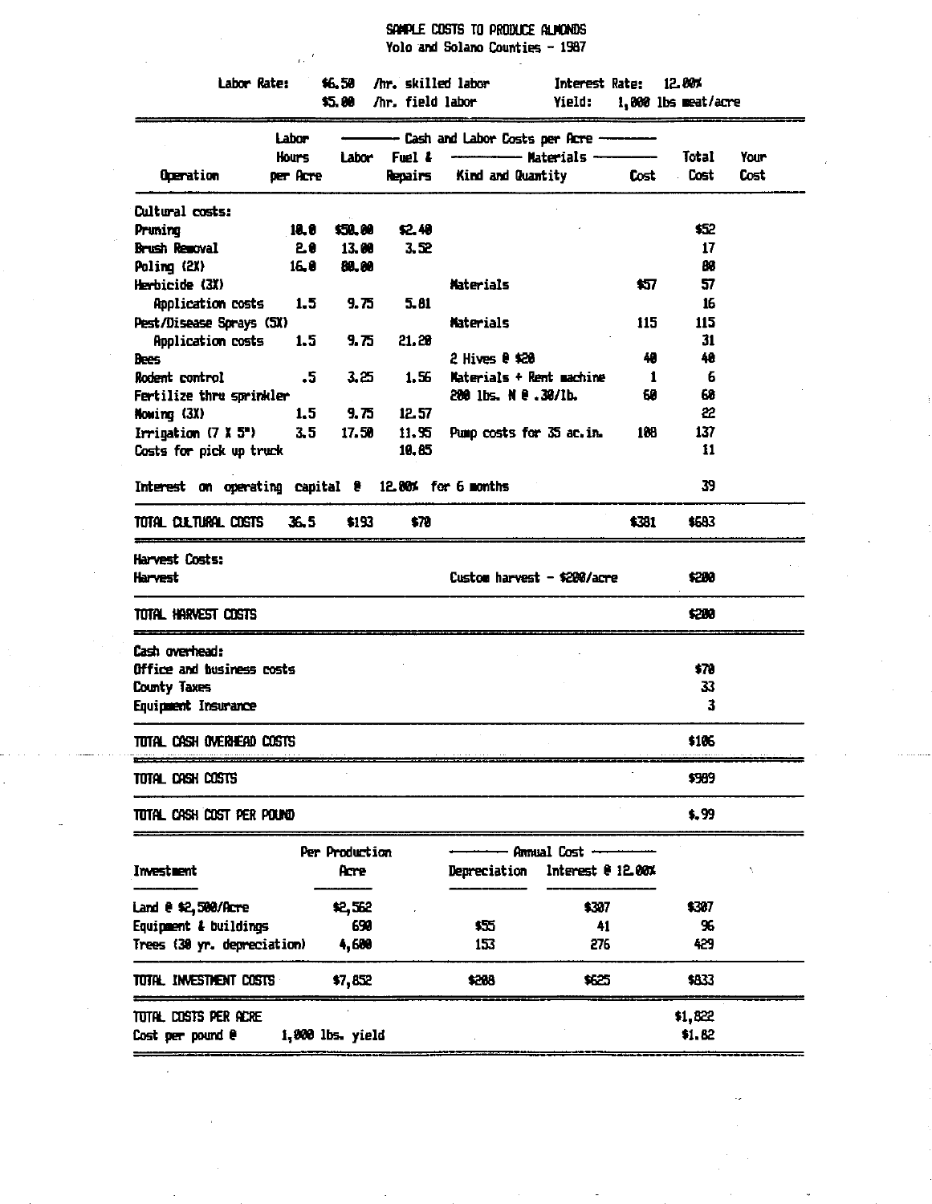SAMPLE COSTS TO PRODUCE ALMONDS
Yolo and Solano Counties - 1987

Labor Rate: $6.50 /hr. skilled labor  Interest Rate: 12.00%
$5.00 /hr. field labor  Yield: 1,000 lbs meat/acre

| Operation | Labor Hours per Acre | Labor | Fuel & Repairs | Materials Kind and Quantity | Materials Cost | Total Cost | Your Cost |
|---|---|---|---|---|---|---|---|
| Cultural costs: | | | | | | | |
| Pruning | 10.0 | $50.00 | $2.40 | | | $52 | |
| Brush Removal | 2.0 | 13.00 | 3.52 | | | 17 | |
| Poling (2X) | 16.0 | 80.00 | | | | 80 | |
| Herbicide (3X) | | | | Materials | $57 | 57 | |
| Application costs | 1.5 | 9.75 | 5.81 | | | 16 | |
| Pest/Disease Sprays (5X) | | | | Materials | 115 | 115 | |
| Application costs | 1.5 | 9.75 | 21.20 | | | 31 | |
| Bees | | | | 2 Hives @ $20 | 40 | 40 | |
| Rodent control | .5 | 3.25 | 1.56 | Materials + Rent machine | 1 | 6 | |
| Fertilize thru sprinkler | | | | 200 lbs. N @ .30/lb. | 60 | 60 | |
| Mowing (3X) | 1.5 | 9.75 | 12.57 | | | 22 | |
| Irrigation (7 X 5") | 3.5 | 17.50 | 11.95 | Pump costs for 35 ac.in. | 108 | 137 | |
| Costs for pick up truck | | | 10.85 | | | 11 | |
| Interest on operating capital @ 12.00% for 6 months | | | | | | 39 | |
| TOTAL CULTURAL COSTS | 36.5 | $193 | $70 | | $381 | $683 | |
| Harvest Costs: | | | | | | | |
| Harvest | | | | Custom harvest - $200/acre | | $200 | |
| TOTAL HARVEST COSTS | | | | | | $200 | |
| Cash overhead: | | | | | | | |
| Office and business costs | | | | | | $70 | |
| County Taxes | | | | | | 33 | |
| Equipment Insurance | | | | | | 3 | |
| TOTAL CASH OVERHEAD COSTS | | | | | | $106 | |
| TOTAL CASH COSTS | | | | | | $989 | |
| TOTAL CASH COST PER POUND | | | | | | $.99 | |

| Investment | Per Production Acre | Annual Cost Depreciation | Annual Cost Interest @ 12.00% | Total |
|---|---|---|---|---|
| Land @ $2,500/Acre | $2,562 | | $307 | $307 |
| Equipment & buildings | 690 | $55 | 41 | 96 |
| Trees (30 yr. depreciation) | 4,600 | 153 | 276 | 429 |
| TOTAL INVESTMENT COSTS | $7,852 | $208 | $625 | $833 |
| TOTAL COSTS PER ACRE | | | | $1,822 |
| Cost per pound @ 1,000 lbs. yield | | | | $1.82 |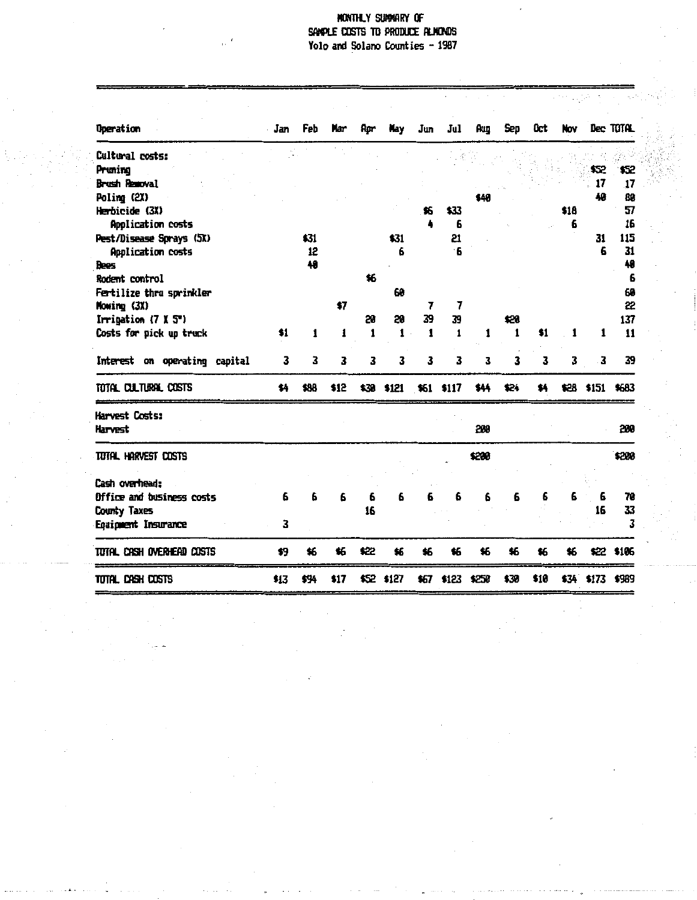# MONTHLY SUMMARY OF SAMPLE COSTS TO PRODUCE ALMONDS
## Yolo and Solano Counties - 1987

| Operation | Jan | Feb | Mar | Apr | May | Jun | Jul | Aug | Sep | Oct | Nov | Dec | TOTAL |
|---|---|---|---|---|---|---|---|---|---|---|---|---|---|
| Cultural costs: | | | | | | | | | | | | | |
| Pruning | | | | | | | | | | | | $52 | $52 |
| Brush Removal | | | | | | | | | | | | 17 | 17 |
| Poling (2X) | | | | | | | | $40 | | | | 40 | 80 |
| Herbicide (3X) | | | | | | $6 | $33 | | | | $18 | | 57 |
| Application costs | | | | | | 4 | 6 | | | | 6 | | 16 |
| Pest/Disease Sprays (5X) | | $31 | | | $31 | | 21 | | | | | 31 | 115 |
| Application costs | | 12 | | | 6 | | 6 | | | | | 6 | 31 |
| Bees | | 40 | | | | | | | | | | | 40 |
| Rodent control | | | | $6 | | | | | | | | | 6 |
| Fertilize thru sprinkler | | | | | 60 | | | | | | | | 60 |
| Mowing (3X) | | | $7 | | | 7 | 7 | | | | | | 22 |
| Irrigation (7 X 5") | | | | 20 | 20 | 39 | 39 | | $20 | | | | 137 |
| Costs for pick up truck | $1 | 1 | 1 | 1 | 1 | 1 | 1 | 1 | 1 | $1 | 1 | 1 | 11 |
| Interest on operating capital | 3 | 3 | 3 | 3 | 3 | 3 | 3 | 3 | 3 | 3 | 3 | 3 | 39 |
| TOTAL CULTURAL COSTS | $4 | $88 | $12 | $30 | $121 | $61 | $117 | $44 | $24 | $4 | $28 | $151 | $683 |
| Harvest Costs: | | | | | | | | | | | | | |
| Harvest | | | | | | | | 200 | | | | | 200 |
| TOTAL HARVEST COSTS | | | | | | | | $200 | | | | | $200 |
| Cash overhead: | | | | | | | | | | | | | |
| Office and business costs | 6 | 6 | 6 | 6 | 6 | 6 | 6 | 6 | 6 | 6 | 6 | 6 | 70 |
| County Taxes | | | | 16 | | | | | | | | 16 | 33 |
| Equipment Insurance | 3 | | | | | | | | | | | | 3 |
| TOTAL CASH OVERHEAD COSTS | $9 | $6 | $6 | $22 | $6 | $6 | $6 | $6 | $6 | $6 | $6 | $22 | $106 |
| TOTAL CASH COSTS | $13 | $94 | $17 | $52 | $127 | $67 | $123 | $250 | $30 | $10 | $34 | $173 | $989 |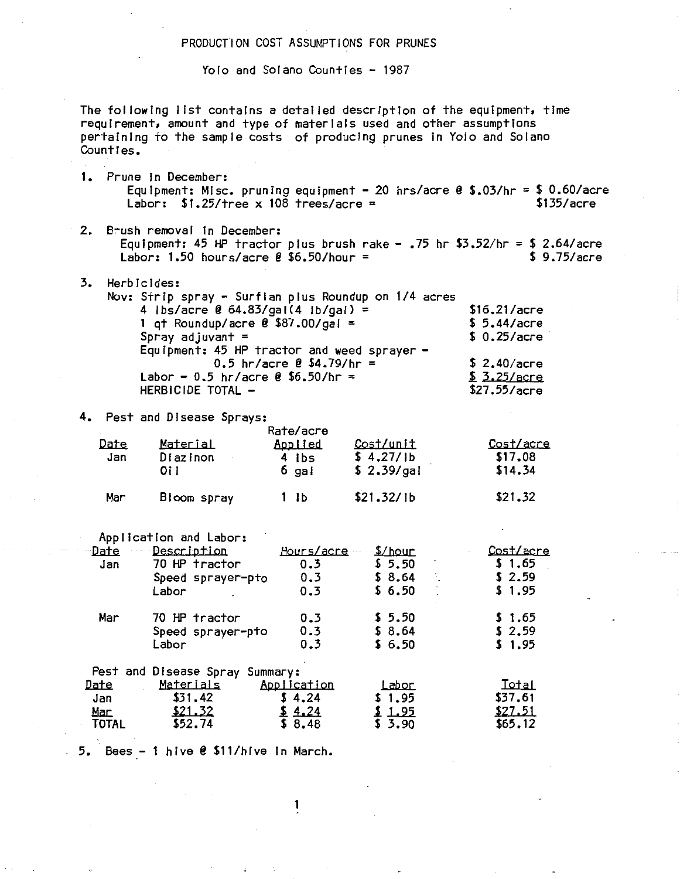# PRODUCTION COST ASSUMPTIONS FOR PRUNES

## Yolo and Solano Counties - 1987

The following list contains a detailed description of the equipment, time requirement, amount and type of materials used and other assumptions pertaining to the sample costs of producing prunes in Yolo and Solano Counties.

1. Prune in December:
   Equipment: Misc. pruning equipment - 20 hrs/acre @ $.03/hr = $ 0.60/acre
   Labor: $1.25/tree x 108 trees/acre = $135/acre

2. Brush removal in December:
   Equipment: 45 HP tractor plus brush rake - .75 hr $3.52/hr = $ 2.64/acre
   Labor: 1.50 hours/acre @ $6.50/hour = $ 9.75/acre

3. Herbicides:
   Nov: Strip spray - Surflan plus Roundup on 1/4 acres

| | |
|---|---|
| 4 lbs/acre @ 64.83/gal(4 lb/gal) = | $16.21/acre |
| 1 qt Roundup/acre @ $87.00/gal = | $ 5.44/acre |
| Spray adjuvant = | $ 0.25/acre |
| Equipment: 45 HP tractor and weed sprayer - 0.5 hr/acre @ $4.79/hr = | $ 2.40/acre |
| Labor - 0.5 hr/acre @ $6.50/hr = | $ 3.25/acre |
| HERBICIDE TOTAL - | $27.55/acre |

4. Pest and Disease Sprays:

| Date | Material | Rate/acre Applied | Cost/unit | Cost/acre |
|---|---|---|---|---|
| Jan | Diazinon | 4 lbs | $ 4.27/lb | $17.08 |
| | Oil | 6 gal | $ 2.39/gal | $14.34 |
| Mar | Bloom spray | 1 lb | $21.32/lb | $21.32 |

Application and Labor:

| Date | Description | Hours/acre | $/hour | Cost/acre |
|---|---|---|---|---|
| Jan | 70 HP tractor | 0.3 | $ 5.50 | $ 1.65 |
| | Speed sprayer-pto | 0.3 | $ 8.64 | $ 2.59 |
| | Labor | 0.3 | $ 6.50 | $ 1.95 |
| Mar | 70 HP tractor | 0.3 | $ 5.50 | $ 1.65 |
| | Speed sprayer-pto | 0.3 | $ 8.64 | $ 2.59 |
| | Labor | 0.3 | $ 6.50 | $ 1.95 |

Pest and Disease Spray Summary:

| Date | Materials | Application | Labor | Total |
|---|---|---|---|---|
| Jan | $31.42 | $ 4.24 | $ 1.95 | $37.61 |
| Mar | $21.32 | $ 4.24 | $ 1.95 | $27.51 |
| TOTAL | $52.74 | $ 8.48 | $ 3.90 | $65.12 |

5. Bees - 1 hive @ $11/hive in March.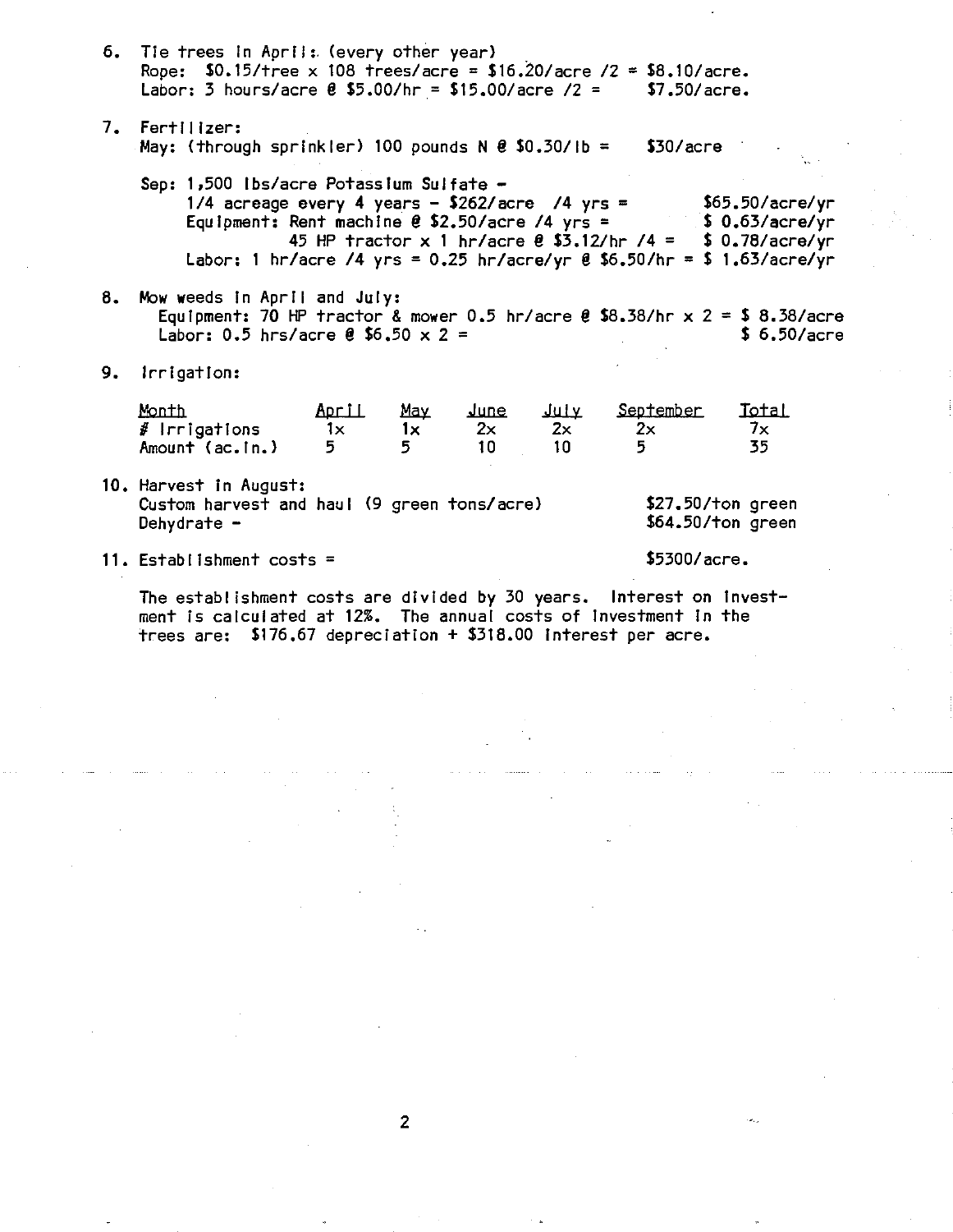6. Tie trees in April: (every other year)
   Rope: \$0.15/tree x 108 trees/acre = \$16.20/acre /2 = \$8.10/acre.
   Labor: 3 hours/acre @ \$5.00/hr = \$15.00/acre /2 = \$7.50/acre.

7. Fertilizer:
   May: (through sprinkler) 100 pounds N @ \$0.30/lb = \$30/acre

   Sep: 1,500 lbs/acre Potassium Sulfate -
   - 1/4 acreage every 4 years - \$262/acre /4 yrs = \$65.50/acre/yr
   - Equipment: Rent machine @ \$2.50/acre /4 yrs = \$ 0.63/acre/yr
   - 45 HP tractor x 1 hr/acre @ \$3.12/hr /4 = \$ 0.78/acre/yr
   - Labor: 1 hr/acre /4 yrs = 0.25 hr/acre/yr @ \$6.50/hr = \$ 1.63/acre/yr

8. Mow weeds in April and July:
   Equipment: 70 HP tractor & mower 0.5 hr/acre @ \$8.38/hr x 2 = \$ 8.38/acre
   Labor: 0.5 hrs/acre @ \$6.50 x 2 = \$ 6.50/acre

9. Irrigation:

| Month | April | May | June | July | September | Total |
|---|---|---|---|---|---|---|
| # Irrigations | 1x | 1x | 2x | 2x | 2x | 7x |
| Amount (ac.in.) | 5 | 5 | 10 | 10 | 5 | 35 |

10. Harvest in August:
    Custom harvest and haul (9 green tons/acre) \$27.50/ton green
    Dehydrate - \$64.50/ton green

11. Establishment costs = \$5300/acre.

    The establishment costs are divided by 30 years. Interest on investment is calculated at 12%. The annual costs of investment in the trees are: \$176.67 depreciation + \$318.00 interest per acre.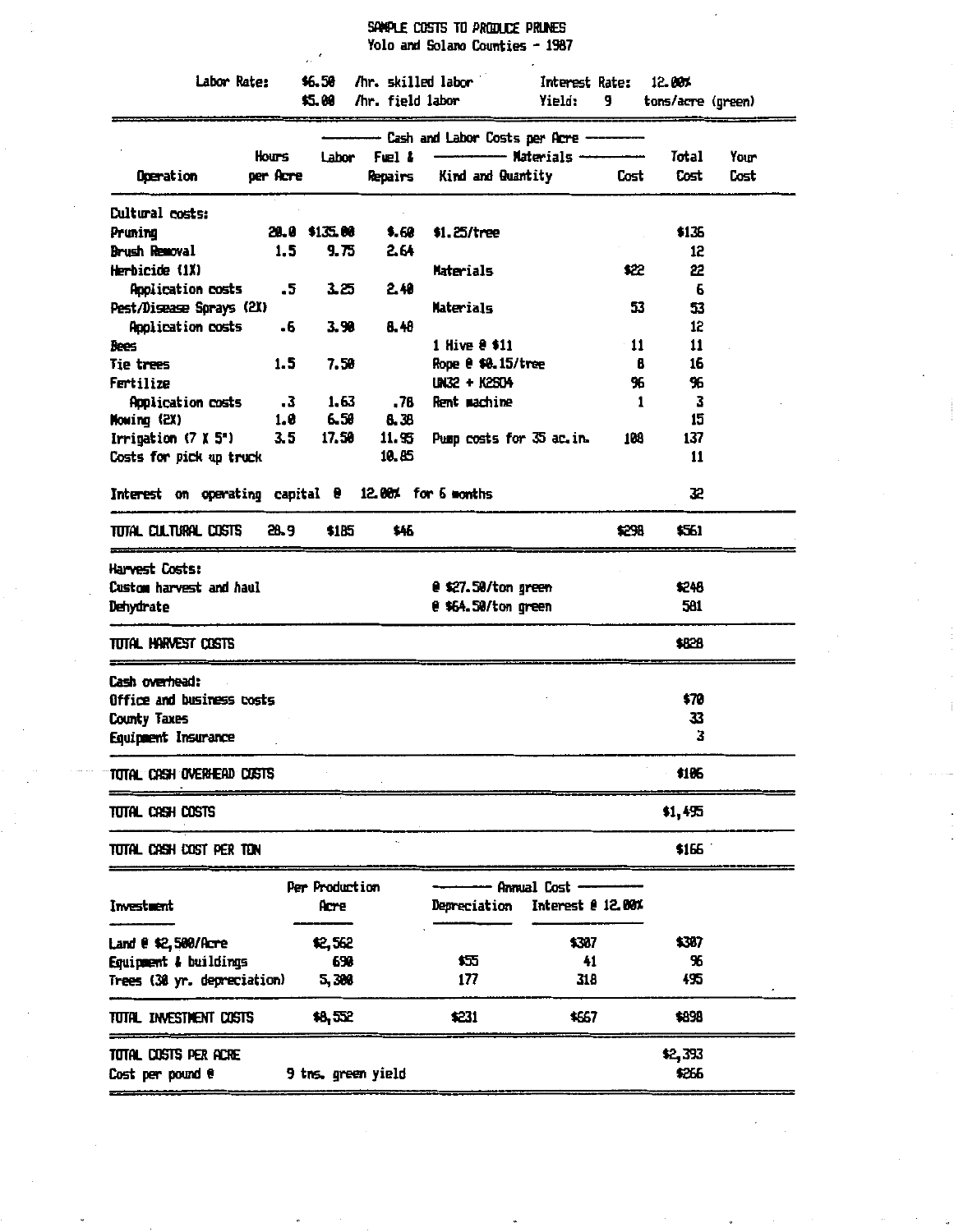# SAMPLE COSTS TO PRODUCE PRUNES
## Yolo and Solano Counties - 1987

Labor Rate: $6.50 /hr. skilled labor; $5.00 /hr. field labor

Interest Rate: 12.00%

Yield: 9 tons/acre (green)

| Operation | Hours per Acre | Labor | Fuel & Repairs | Materials: Kind and Quantity | Materials: Cost | Total Cost | Your Cost |
|---|---|---|---|---|---|---|---|
| **Cultural costs:** | | | | | | | |
| Pruning | 20.0 | $135.00 | $.60 | $1.25/tree | | $136 | |
| Brush Removal | 1.5 | 9.75 | 2.64 | | | 12 | |
| Herbicide (1X) | | | | Materials | $22 | 22 | |
| Application costs | .5 | 3.25 | 2.40 | | | 6 | |
| Pest/Disease Sprays (2X) | | | | Materials | 53 | 53 | |
| Application costs | .6 | 3.90 | 8.40 | | | 12 | |
| Bees | | | | 1 Hive @ $11 | 11 | 11 | |
| Tie trees | 1.5 | 7.50 | | Rope @ $0.15/tree | 8 | 16 | |
| Fertilize | | | | UN32 + K2SO4 | 96 | 96 | |
| Application costs | .3 | 1.63 | .70 | Rent machine | 1 | 3 | |
| Mowing (2X) | 1.0 | 6.50 | 8.30 | | | 15 | |
| Irrigation (7 X 5") | 3.5 | 17.50 | 11.95 | Pump costs for 35 ac.in. | 108 | 137 | |
| Costs for pick up truck | | | 10.85 | | | 11 | |
| Interest on operating capital @ 12.00% for 6 months | | | | | | 32 | |
| **TOTAL CULTURAL COSTS** | 28.9 | $185 | $46 | | $298 | $561 | |
| **Harvest Costs:** | | | | | | | |
| Custom harvest and haul | | | | @ $27.50/ton green | | $248 | |
| Dehydrate | | | | @ $64.50/ton green | | 581 | |
| **TOTAL HARVEST COSTS** | | | | | | $828 | |
| **Cash overhead:** | | | | | | | |
| Office and business costs | | | | | | $70 | |
| County Taxes | | | | | | 33 | |
| Equipment Insurance | | | | | | 3 | |
| **TOTAL CASH OVERHEAD COSTS** | | | | | | $106 | |
| **TOTAL CASH COSTS** | | | | | | $1,495 | |
| **TOTAL CASH COST PER TON** | | | | | | $166 | |

| Investment | Per Production Acre | Annual Cost: Depreciation | Annual Cost: Interest @ 12.00% | Total |
|---|---|---|---|---|
| Land @ $2,500/Acre | $2,562 | | $307 | $307 |
| Equipment & buildings | 690 | $55 | 41 | 96 |
| Trees (30 yr. depreciation) | 5,300 | 177 | 318 | 495 |
| **TOTAL INVESTMENT COSTS** | $8,552 | $231 | $667 | $898 |
| **TOTAL COSTS PER ACRE** | | | | $2,393 |
| Cost per pound @ 9 tns. green yield | | | | $266 |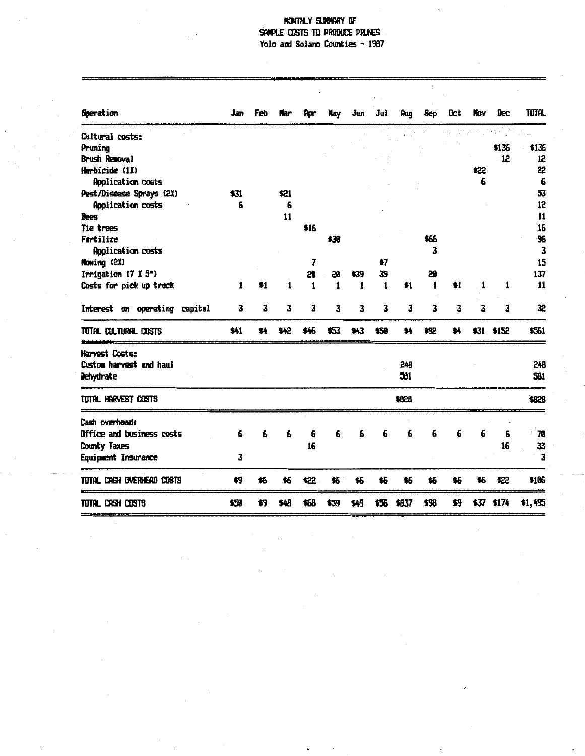MONTHLY SUMMARY OF
SAMPLE COSTS TO PRODUCE PRUNES
Yolo and Solano Counties - 1987

| Operation | Jan | Feb | Mar | Apr | May | Jun | Jul | Aug | Sep | Oct | Nov | Dec | TOTAL |
|---|---|---|---|---|---|---|---|---|---|---|---|---|---|
| Cultural costs: | | | | | | | | | | | | | |
| Pruning | | | | | | | | | | | | $136 | $136 |
| Brush Removal | | | | | | | | | | | | 12 | 12 |
| Herbicide (1X) | | | | | | | | | | | $22 | | 22 |
| Application costs | | | | | | | | | | | 6 | | 6 |
| Pest/Disease Sprays (2X) | $31 | | $21 | | | | | | | | | | 53 |
| Application costs | 6 | | 6 | | | | | | | | | | 12 |
| Bees | | | 11 | | | | | | | | | | 11 |
| Tie trees | | | | $16 | | | | | | | | | 16 |
| Fertilize | | | | | $30 | | | | $66 | | | | 96 |
| Application costs | | | | | | | | | 3 | | | | 3 |
| Mowing (2X) | | | | 7 | | | $7 | | | | | | 15 |
| Irrigation (7 X 5") | | | | 20 | 20 | $39 | 39 | | 20 | | | | 137 |
| Costs for pick up truck | 1 | $1 | 1 | 1 | 1 | 1 | 1 | $1 | 1 | $1 | 1 | 1 | 11 |
| Interest on operating capital | 3 | 3 | 3 | 3 | 3 | 3 | 3 | 3 | 3 | 3 | 3 | 3 | 32 |
| TOTAL CULTURAL COSTS | $41 | $4 | $42 | $46 | $53 | $43 | $50 | $4 | $92 | $4 | $31 | $152 | $561 |
| Harvest Costs: | | | | | | | | | | | | | |
| Custom harvest and haul | | | | | | | | 248 | | | | | 248 |
| Dehydrate | | | | | | | | 581 | | | | | 581 |
| TOTAL HARVEST COSTS | | | | | | | | $828 | | | | | $828 |
| Cash overhead: | | | | | | | | | | | | | |
| Office and business costs | 6 | 6 | 6 | 6 | 6 | 6 | 6 | 6 | 6 | 6 | 6 | 6 | 70 |
| County Taxes | | | | 16 | | | | | | | | 16 | 33 |
| Equipment Insurance | 3 | | | | | | | | | | | | 3 |
| TOTAL CASH OVERHEAD COSTS | $9 | $6 | $6 | $22 | $6 | $6 | $6 | $6 | $6 | $6 | $6 | $22 | $106 |
| TOTAL CASH COSTS | $50 | $9 | $48 | $68 | $59 | $49 | $56 | $837 | $98 | $9 | $37 | $174 | $1,495 |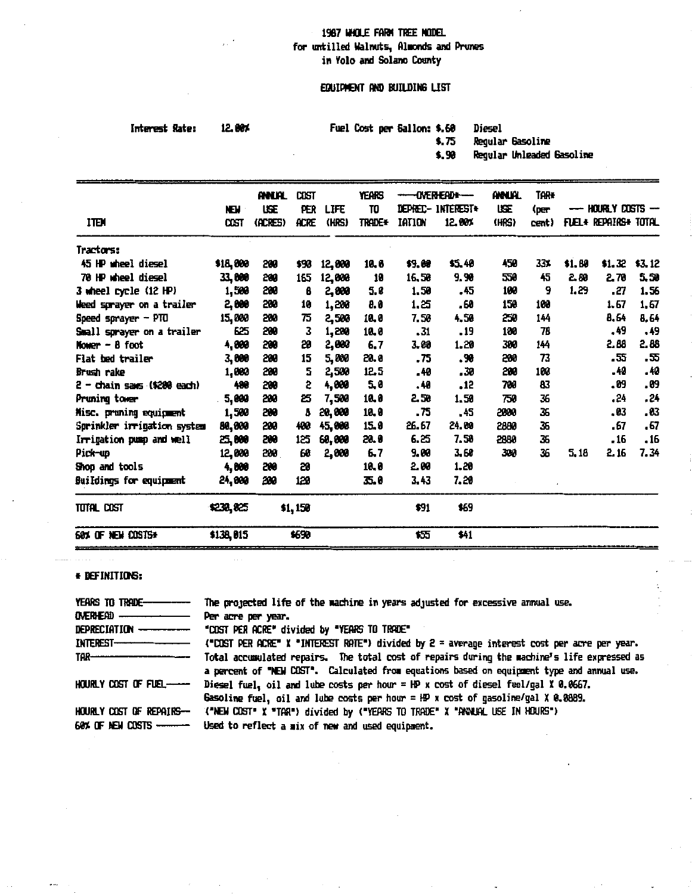# 1987 WHOLE FARM TREE MODEL
## for untilled Walnuts, Almonds and Prunes
## in Yolo and Solano County

### EQUIPMENT AND BUILDING LIST

Interest Rate: 12.00%

Fuel Cost per Gallon: $.60 Diesel
$.75 Regular Gasoline
$.90 Regular Unleaded Gasoline

| ITEM | NEW COST | ANNUAL USE (ACRES) | COST PER ACRE | LIFE (HRS) | YEARS TO TRADE* | ---OVERHEAD*--- DEPREC-IATION | INTEREST* 12.00% | ANNUAL USE (HRS) | TAR* (per cent) | --- HOURLY COSTS --- FUEL* | REPAIRS* | TOTAL |
|---|---|---|---|---|---|---|---|---|---|---|---|---|
| Tractors: | | | | | | | | | | | | |
| 45 HP wheel diesel | $18,000 | 200 | $90 | 12,000 | 10.0 | $9.00 | $5.40 | 450 | 33% | $1.80 | $1.32 | $3.12 |
| 70 HP wheel diesel | 33,000 | 200 | 165 | 12,000 | 10 | 16.50 | 9.90 | 550 | 45 | 2.80 | 2.70 | 5.50 |
| 3 wheel cycle (12 HP) | 1,500 | 200 | 8 | 2,000 | 5.0 | 1.50 | .45 | 100 | 9 | 1.29 | .27 | 1.56 |
| Weed sprayer on a trailer | 2,000 | 200 | 10 | 1,200 | 8.0 | 1.25 | .60 | 150 | 100 | | 1.67 | 1.67 |
| Speed sprayer - PTO | 15,000 | 200 | 75 | 2,500 | 10.0 | 7.50 | 4.50 | 250 | 144 | | 8.64 | 8.64 |
| Small sprayer on a trailer | 625 | 200 | 3 | 1,200 | 10.0 | .31 | .19 | 100 | 78 | | .49 | .49 |
| Mower - 8 foot | 4,000 | 200 | 20 | 2,000 | 6.7 | 3.00 | 1.20 | 300 | 144 | | 2.88 | 2.88 |
| Flat bed trailer | 3,000 | 200 | 15 | 5,000 | 20.0 | .75 | .90 | 200 | 73 | | .55 | .55 |
| Brush rake | 1,000 | 200 | 5 | 2,500 | 12.5 | .40 | .30 | 200 | 100 | | .40 | .40 |
| 2 - chain saws ($200 each) | 400 | 200 | 2 | 4,000 | 5.0 | .40 | .12 | 700 | 83 | | .09 | .09 |
| Pruning tower | 5,000 | 200 | 25 | 7,500 | 10.0 | 2.50 | 1.50 | 750 | 36 | | .24 | .24 |
| Misc. pruning equipment | 1,500 | 200 | 8 | 20,000 | 10.0 | .75 | .45 | 2000 | 36 | | .03 | .03 |
| Sprinkler irrigation system | 80,000 | 200 | 400 | 45,000 | 15.0 | 26.67 | 24.00 | 2880 | 36 | | .67 | .67 |
| Irrigation pump and well | 25,000 | 200 | 125 | 60,000 | 20.0 | 6.25 | 7.50 | 2880 | 36 | | .16 | .16 |
| Pick-up | 12,000 | 200 | 60 | 2,000 | 6.7 | 9.00 | 3.60 | 300 | 36 | 5.18 | 2.16 | 7.34 |
| Shop and tools | 4,000 | 200 | 20 | | 10.0 | 2.00 | 1.20 | | | | | |
| Buildings for equipment | 24,000 | 200 | 120 | | 35.0 | 3.43 | 7.20 | | | | | |
| TOTAL COST | $230,025 | | $1,150 | | | $91 | $69 | | | | | |
| 60% OF NEW COSTS* | $138,015 | | $690 | | | $55 | $41 | | | | | |

\* DEFINITIONS:

YEARS TO TRADE — The projected life of the machine in years adjusted for excessive annual use.

OVERHEAD — Per acre per year.

DEPRECIATION — "COST PER ACRE" divided by "YEARS TO TRADE"

INTEREST — ("COST PER ACRE" X "INTEREST RATE") divided by 2 = average interest cost per acre per year.

TAR — Total accumulated repairs. The total cost of repairs during the machine's life expressed as a percent of "NEW COST". Calculated from equations based on equipment type and annual use.

HOURLY COST OF FUEL — Diesel fuel, oil and lube costs per hour = HP x cost of diesel fuel/gal X 0.0667. Gasoline fuel, oil and lube costs per hour = HP x cost of gasoline/gal X 0.0889.

HOURLY COST OF REPAIRS — ("NEW COST" X "TAR") divided by ("YEARS TO TRADE" X "ANNUAL USE IN HOURS")

60% OF NEW COSTS — Used to reflect a mix of new and used equipment.